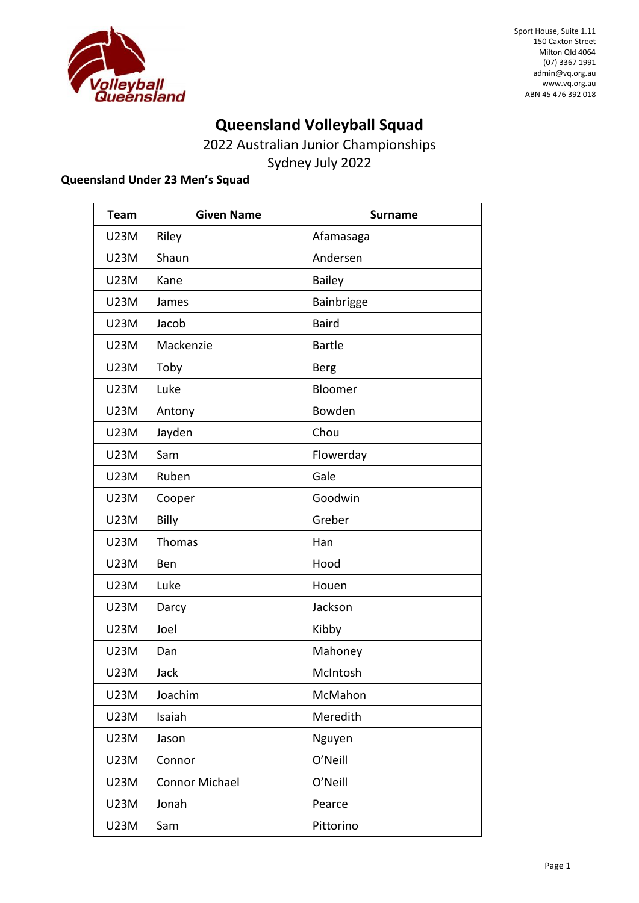Volleyball Queensland

Sport House, Suite 1.11
150 Caxton Street
Milton Qld 4064
(07) 3367 1991
admin@vq.org.au
www.vq.org.au
ABN 45 476 392 018

# Queensland Volleyball Squad

2022 Australian Junior Championships
Sydney July 2022

**Queensland Under 23 Men's Squad**

| Team | Given Name | Surname |
|---|---|---|
| U23M | Riley | Afamasaga |
| U23M | Shaun | Andersen |
| U23M | Kane | Bailey |
| U23M | James | Bainbrigge |
| U23M | Jacob | Baird |
| U23M | Mackenzie | Bartle |
| U23M | Toby | Berg |
| U23M | Luke | Bloomer |
| U23M | Antony | Bowden |
| U23M | Jayden | Chou |
| U23M | Sam | Flowerday |
| U23M | Ruben | Gale |
| U23M | Cooper | Goodwin |
| U23M | Billy | Greber |
| U23M | Thomas | Han |
| U23M | Ben | Hood |
| U23M | Luke | Houen |
| U23M | Darcy | Jackson |
| U23M | Joel | Kibby |
| U23M | Dan | Mahoney |
| U23M | Jack | McIntosh |
| U23M | Joachim | McMahon |
| U23M | Isaiah | Meredith |
| U23M | Jason | Nguyen |
| U23M | Connor | O'Neill |
| U23M | Connor Michael | O'Neill |
| U23M | Jonah | Pearce |
| U23M | Sam | Pittorino |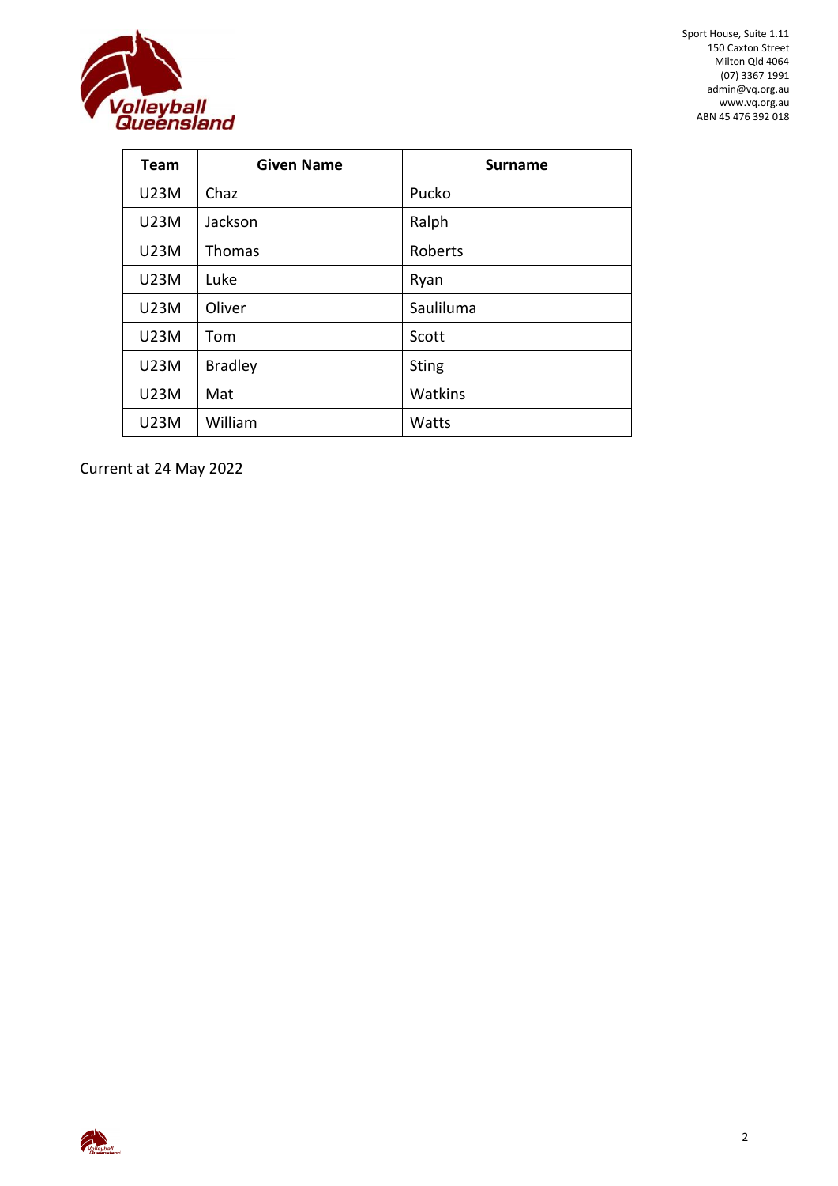Sport House, Suite 1.11
150 Caxton Street
Milton Qld 4064
(07) 3367 1991
admin@vq.org.au
www.vq.org.au
ABN 45 476 392 018

| Team | Given Name | Surname |
|---|---|---|
| U23M | Chaz | Pucko |
| U23M | Jackson | Ralph |
| U23M | Thomas | Roberts |
| U23M | Luke | Ryan |
| U23M | Oliver | Sauliluma |
| U23M | Tom | Scott |
| U23M | Bradley | Sting |
| U23M | Mat | Watkins |
| U23M | William | Watts |

Current at 24 May 2022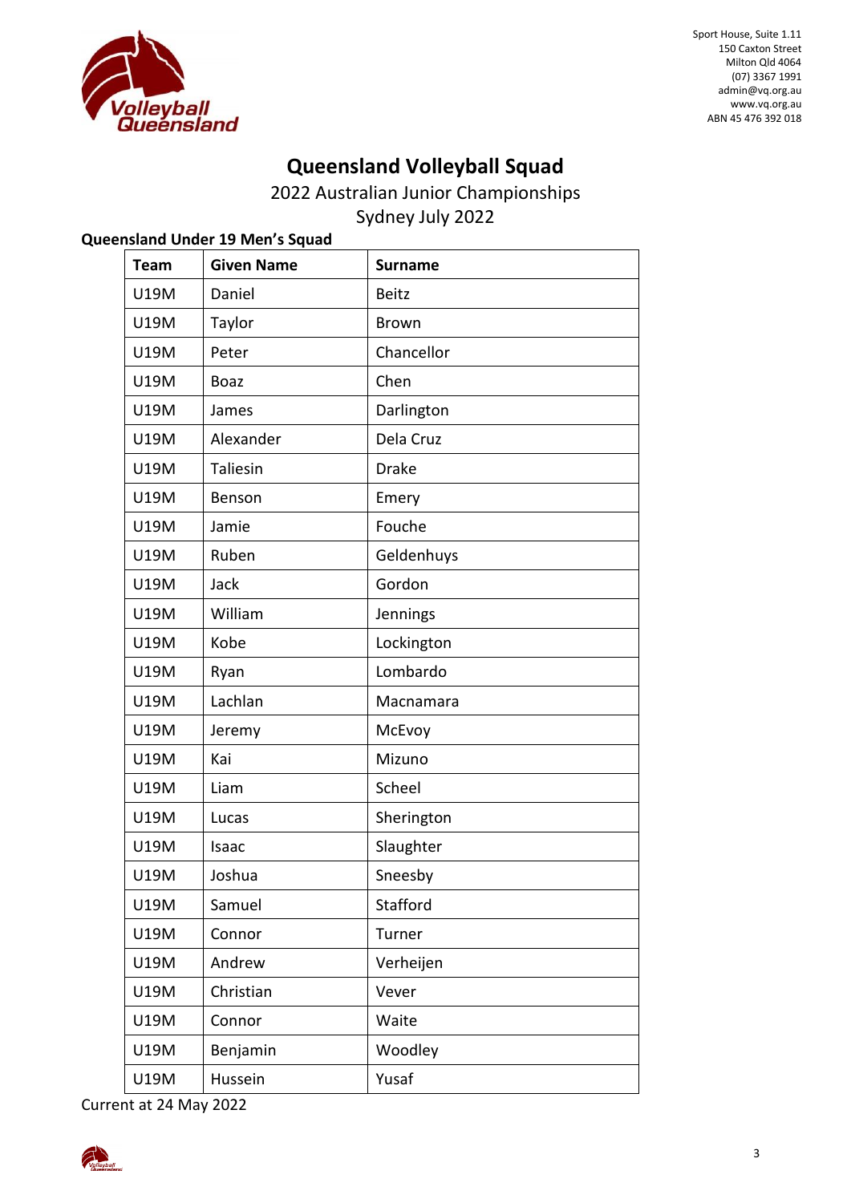Sport House, Suite 1.11
150 Caxton Street
Milton Qld 4064
(07) 3367 1991
admin@vq.org.au
www.vq.org.au
ABN 45 476 392 018

# Queensland Volleyball Squad

2022 Australian Junior Championships
Sydney July 2022

**Queensland Under 19 Men's Squad**

| Team | Given Name | Surname |
|---|---|---|
| U19M | Daniel | Beitz |
| U19M | Taylor | Brown |
| U19M | Peter | Chancellor |
| U19M | Boaz | Chen |
| U19M | James | Darlington |
| U19M | Alexander | Dela Cruz |
| U19M | Taliesin | Drake |
| U19M | Benson | Emery |
| U19M | Jamie | Fouche |
| U19M | Ruben | Geldenhuys |
| U19M | Jack | Gordon |
| U19M | William | Jennings |
| U19M | Kobe | Lockington |
| U19M | Ryan | Lombardo |
| U19M | Lachlan | Macnamara |
| U19M | Jeremy | McEvoy |
| U19M | Kai | Mizuno |
| U19M | Liam | Scheel |
| U19M | Lucas | Sherington |
| U19M | Isaac | Slaughter |
| U19M | Joshua | Sneesby |
| U19M | Samuel | Stafford |
| U19M | Connor | Turner |
| U19M | Andrew | Verheijen |
| U19M | Christian | Vever |
| U19M | Connor | Waite |
| U19M | Benjamin | Woodley |
| U19M | Hussein | Yusaf |

Current at 24 May 2022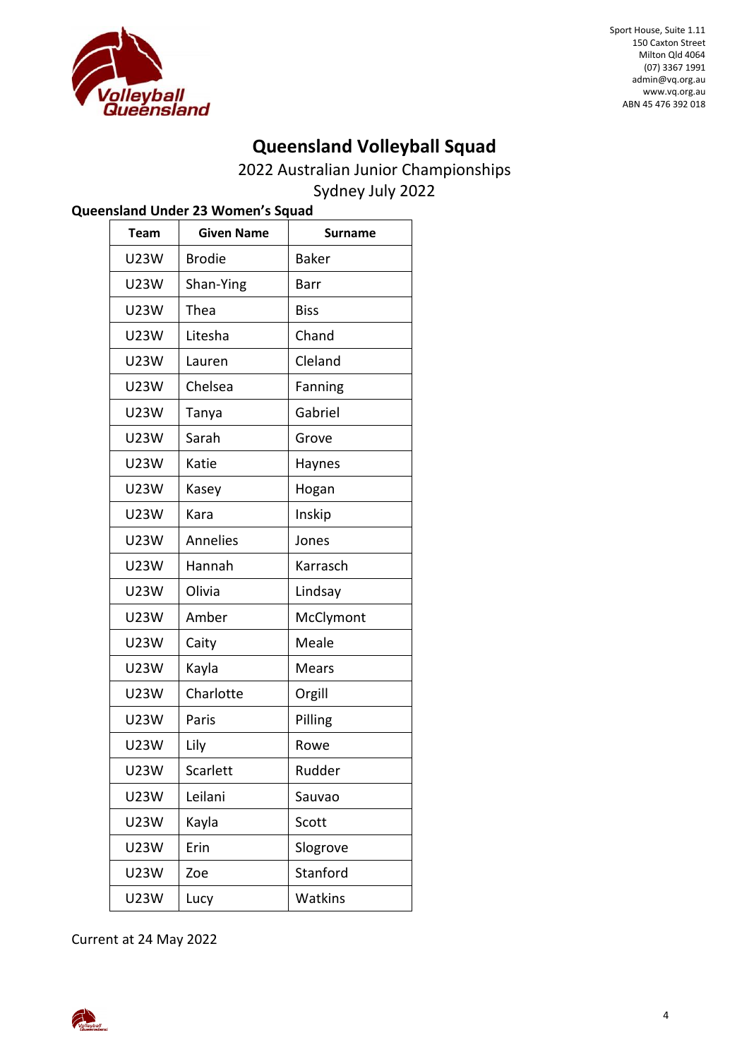Sport House, Suite 1.11
150 Caxton Street
Milton Qld 4064
(07) 3367 1991
admin@vq.org.au
www.vq.org.au
ABN 45 476 392 018

# Queensland Volleyball Squad

2022 Australian Junior Championships

Sydney July 2022

**Queensland Under 23 Women's Squad**

| Team | Given Name | Surname |
|---|---|---|
| U23W | Brodie | Baker |
| U23W | Shan-Ying | Barr |
| U23W | Thea | Biss |
| U23W | Litesha | Chand |
| U23W | Lauren | Cleland |
| U23W | Chelsea | Fanning |
| U23W | Tanya | Gabriel |
| U23W | Sarah | Grove |
| U23W | Katie | Haynes |
| U23W | Kasey | Hogan |
| U23W | Kara | Inskip |
| U23W | Annelies | Jones |
| U23W | Hannah | Karrasch |
| U23W | Olivia | Lindsay |
| U23W | Amber | McClymont |
| U23W | Caity | Meale |
| U23W | Kayla | Mears |
| U23W | Charlotte | Orgill |
| U23W | Paris | Pilling |
| U23W | Lily | Rowe |
| U23W | Scarlett | Rudder |
| U23W | Leilani | Sauvao |
| U23W | Kayla | Scott |
| U23W | Erin | Slogrove |
| U23W | Zoe | Stanford |
| U23W | Lucy | Watkins |

Current at 24 May 2022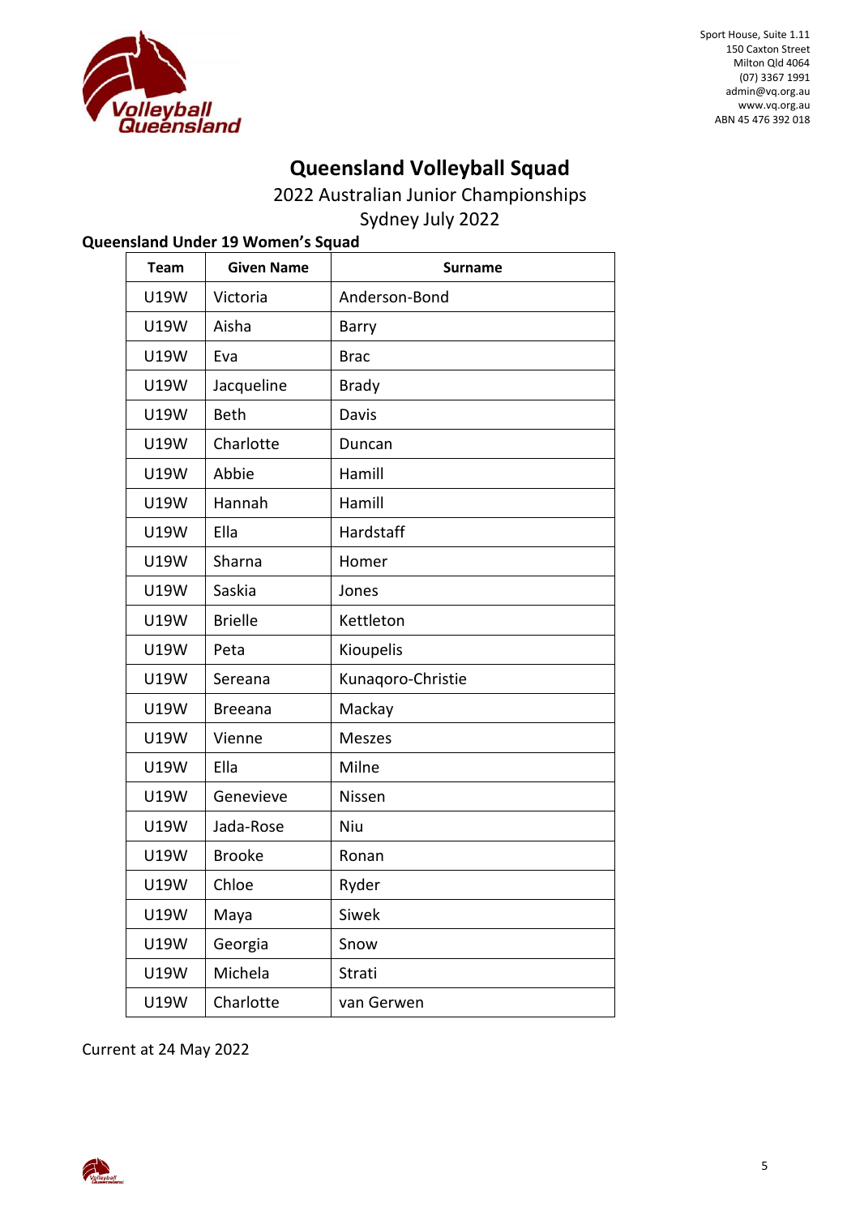Sport House, Suite 1.11
150 Caxton Street
Milton Qld 4064
(07) 3367 1991
admin@vq.org.au
www.vq.org.au
ABN 45 476 392 018

# Queensland Volleyball Squad

2022 Australian Junior Championships

Sydney July 2022

### Queensland Under 19 Women's Squad

| Team | Given Name | Surname |
|---|---|---|
| U19W | Victoria | Anderson-Bond |
| U19W | Aisha | Barry |
| U19W | Eva | Brac |
| U19W | Jacqueline | Brady |
| U19W | Beth | Davis |
| U19W | Charlotte | Duncan |
| U19W | Abbie | Hamill |
| U19W | Hannah | Hamill |
| U19W | Ella | Hardstaff |
| U19W | Sharna | Homer |
| U19W | Saskia | Jones |
| U19W | Brielle | Kettleton |
| U19W | Peta | Kioupelis |
| U19W | Sereana | Kunaqoro-Christie |
| U19W | Breeana | Mackay |
| U19W | Vienne | Meszes |
| U19W | Ella | Milne |
| U19W | Genevieve | Nissen |
| U19W | Jada-Rose | Niu |
| U19W | Brooke | Ronan |
| U19W | Chloe | Ryder |
| U19W | Maya | Siwek |
| U19W | Georgia | Snow |
| U19W | Michela | Strati |
| U19W | Charlotte | van Gerwen |

Current at 24 May 2022